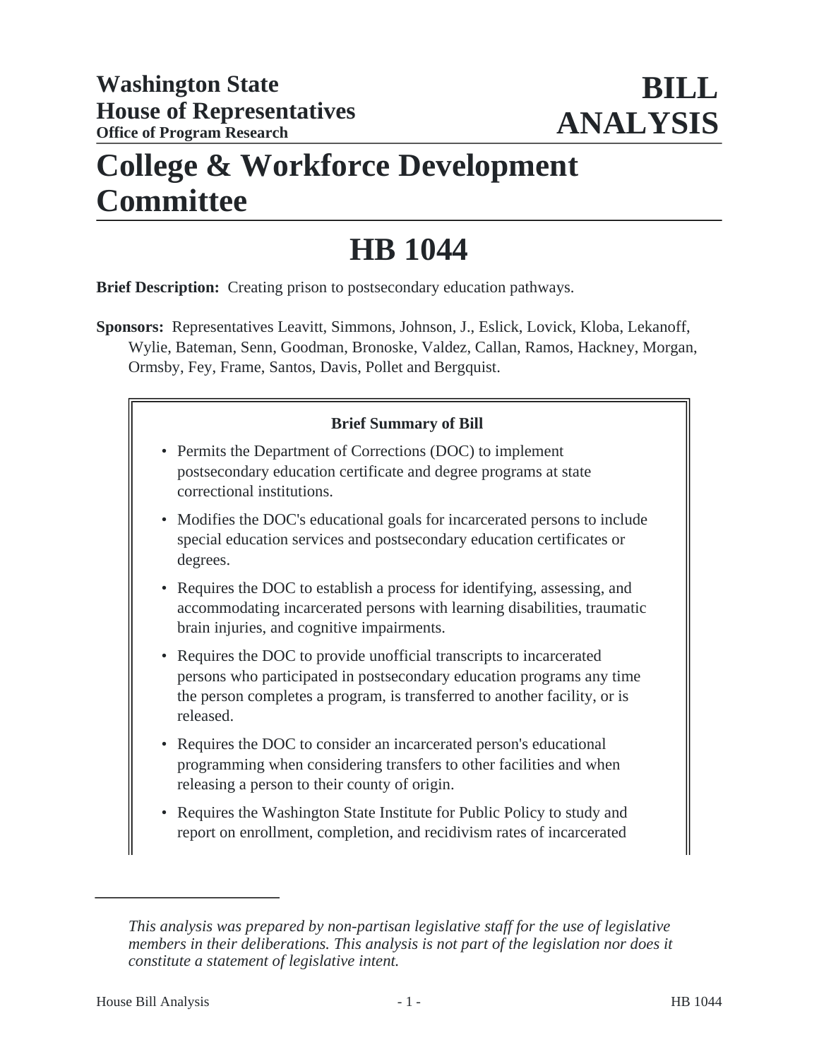**Washington State House of Representatives**
**Office of Program Research**

# BILL ANALYSIS

# College & Workforce Development Committee

# HB 1044

**Brief Description:** Creating prison to postsecondary education pathways.

**Sponsors:** Representatives Leavitt, Simmons, Johnson, J., Eslick, Lovick, Kloba, Lekanoff, Wylie, Bateman, Senn, Goodman, Bronoske, Valdez, Callan, Ramos, Hackney, Morgan, Ormsby, Fey, Frame, Santos, Davis, Pollet and Bergquist.

**Brief Summary of Bill**

- Permits the Department of Corrections (DOC) to implement postsecondary education certificate and degree programs at state correctional institutions.
- Modifies the DOC's educational goals for incarcerated persons to include special education services and postsecondary education certificates or degrees.
- Requires the DOC to establish a process for identifying, assessing, and accommodating incarcerated persons with learning disabilities, traumatic brain injuries, and cognitive impairments.
- Requires the DOC to provide unofficial transcripts to incarcerated persons who participated in postsecondary education programs any time the person completes a program, is transferred to another facility, or is released.
- Requires the DOC to consider an incarcerated person's educational programming when considering transfers to other facilities and when releasing a person to their county of origin.
- Requires the Washington State Institute for Public Policy to study and report on enrollment, completion, and recidivism rates of incarcerated

*This analysis was prepared by non-partisan legislative staff for the use of legislative members in their deliberations. This analysis is not part of the legislation nor does it constitute a statement of legislative intent.*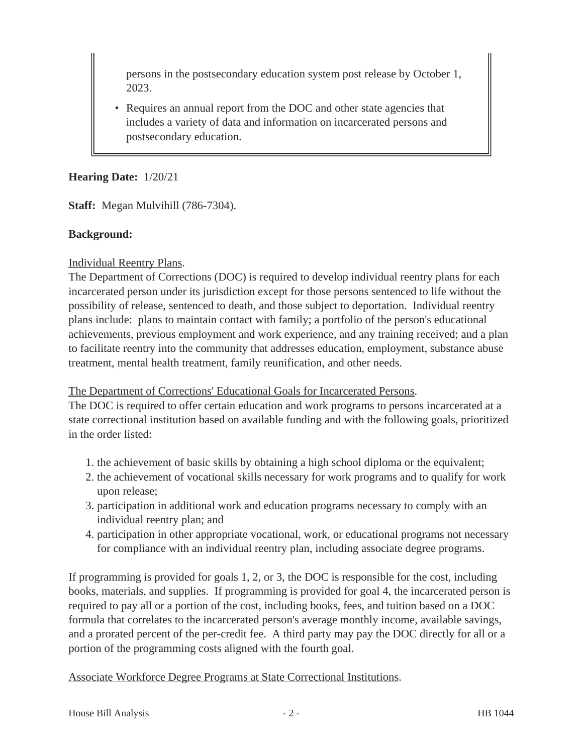persons in the postsecondary education system post release by October 1, 2023.

- Requires an annual report from the DOC and other state agencies that includes a variety of data and information on incarcerated persons and postsecondary education.

**Hearing Date:** 1/20/21

**Staff:** Megan Mulvihill (786-7304).

**Background:**

Individual Reentry Plans.

The Department of Corrections (DOC) is required to develop individual reentry plans for each incarcerated person under its jurisdiction except for those persons sentenced to life without the possibility of release, sentenced to death, and those subject to deportation. Individual reentry plans include: plans to maintain contact with family; a portfolio of the person's educational achievements, previous employment and work experience, and any training received; and a plan to facilitate reentry into the community that addresses education, employment, substance abuse treatment, mental health treatment, family reunification, and other needs.

The Department of Corrections' Educational Goals for Incarcerated Persons.

The DOC is required to offer certain education and work programs to persons incarcerated at a state correctional institution based on available funding and with the following goals, prioritized in the order listed:

1. the achievement of basic skills by obtaining a high school diploma or the equivalent;
2. the achievement of vocational skills necessary for work programs and to qualify for work upon release;
3. participation in additional work and education programs necessary to comply with an individual reentry plan; and
4. participation in other appropriate vocational, work, or educational programs not necessary for compliance with an individual reentry plan, including associate degree programs.

If programming is provided for goals 1, 2, or 3, the DOC is responsible for the cost, including books, materials, and supplies. If programming is provided for goal 4, the incarcerated person is required to pay all or a portion of the cost, including books, fees, and tuition based on a DOC formula that correlates to the incarcerated person's average monthly income, available savings, and a prorated percent of the per-credit fee. A third party may pay the DOC directly for all or a portion of the programming costs aligned with the fourth goal.

Associate Workforce Degree Programs at State Correctional Institutions.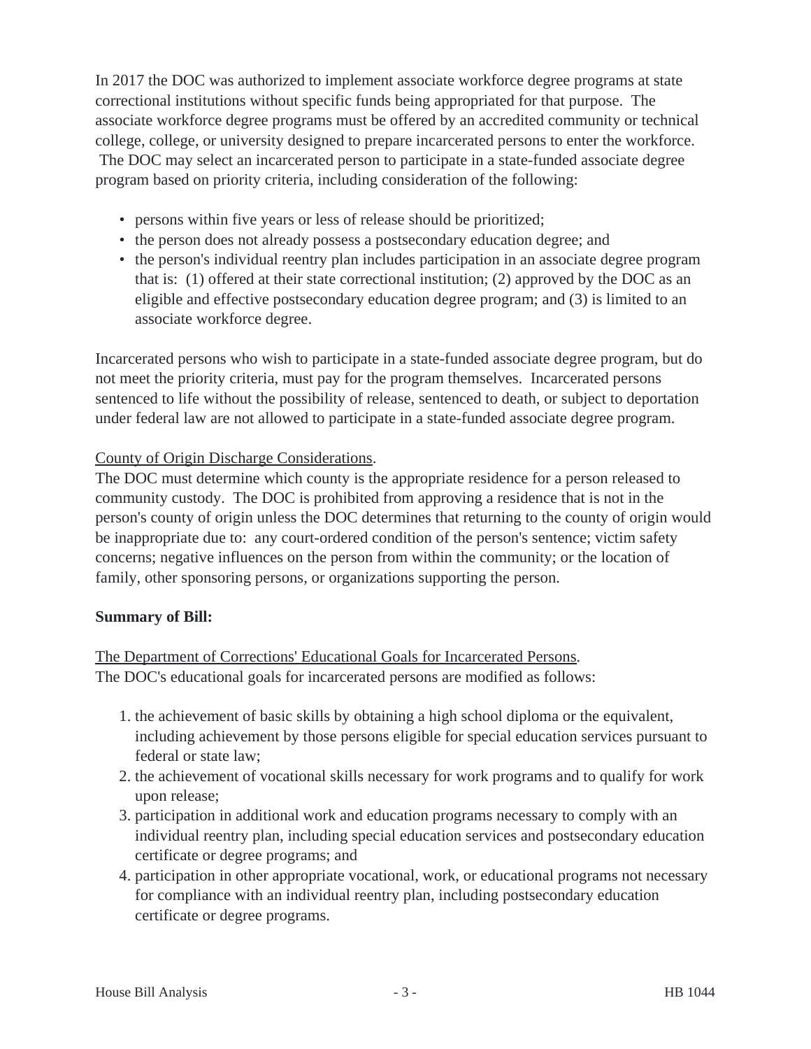In 2017 the DOC was authorized to implement associate workforce degree programs at state correctional institutions without specific funds being appropriated for that purpose. The associate workforce degree programs must be offered by an accredited community or technical college, college, or university designed to prepare incarcerated persons to enter the workforce. The DOC may select an incarcerated person to participate in a state-funded associate degree program based on priority criteria, including consideration of the following:

- persons within five years or less of release should be prioritized;
- the person does not already possess a postsecondary education degree; and
- the person's individual reentry plan includes participation in an associate degree program that is: (1) offered at their state correctional institution; (2) approved by the DOC as an eligible and effective postsecondary education degree program; and (3) is limited to an associate workforce degree.

Incarcerated persons who wish to participate in a state-funded associate degree program, but do not meet the priority criteria, must pay for the program themselves. Incarcerated persons sentenced to life without the possibility of release, sentenced to death, or subject to deportation under federal law are not allowed to participate in a state-funded associate degree program.

County of Origin Discharge Considerations.
The DOC must determine which county is the appropriate residence for a person released to community custody. The DOC is prohibited from approving a residence that is not in the person's county of origin unless the DOC determines that returning to the county of origin would be inappropriate due to: any court-ordered condition of the person's sentence; victim safety concerns; negative influences on the person from within the community; or the location of family, other sponsoring persons, or organizations supporting the person.

**Summary of Bill:**

The Department of Corrections' Educational Goals for Incarcerated Persons.
The DOC's educational goals for incarcerated persons are modified as follows:

1. the achievement of basic skills by obtaining a high school diploma or the equivalent, including achievement by those persons eligible for special education services pursuant to federal or state law;
2. the achievement of vocational skills necessary for work programs and to qualify for work upon release;
3. participation in additional work and education programs necessary to comply with an individual reentry plan, including special education services and postsecondary education certificate or degree programs; and
4. participation in other appropriate vocational, work, or educational programs not necessary for compliance with an individual reentry plan, including postsecondary education certificate or degree programs.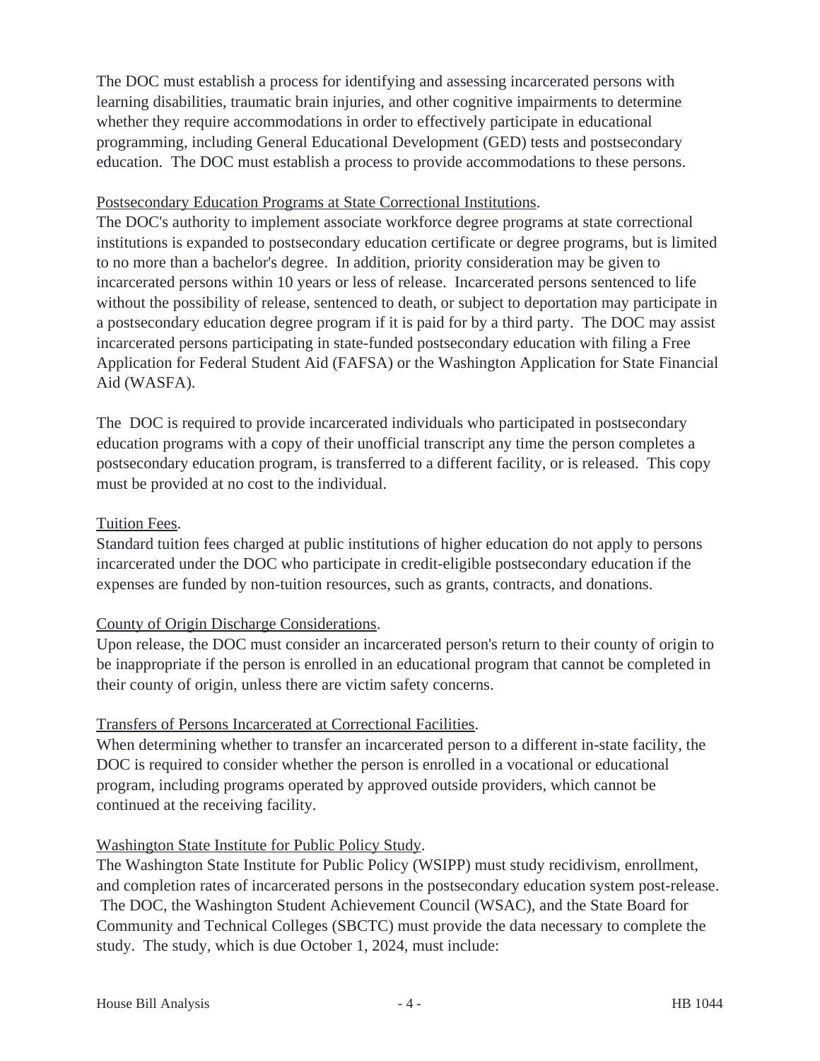The DOC must establish a process for identifying and assessing incarcerated persons with learning disabilities, traumatic brain injuries, and other cognitive impairments to determine whether they require accommodations in order to effectively participate in educational programming, including General Educational Development (GED) tests and postsecondary education. The DOC must establish a process to provide accommodations to these persons.

Postsecondary Education Programs at State Correctional Institutions.
The DOC's authority to implement associate workforce degree programs at state correctional institutions is expanded to postsecondary education certificate or degree programs, but is limited to no more than a bachelor's degree. In addition, priority consideration may be given to incarcerated persons within 10 years or less of release. Incarcerated persons sentenced to life without the possibility of release, sentenced to death, or subject to deportation may participate in a postsecondary education degree program if it is paid for by a third party. The DOC may assist incarcerated persons participating in state-funded postsecondary education with filing a Free Application for Federal Student Aid (FAFSA) or the Washington Application for State Financial Aid (WASFA).

The DOC is required to provide incarcerated individuals who participated in postsecondary education programs with a copy of their unofficial transcript any time the person completes a postsecondary education program, is transferred to a different facility, or is released. This copy must be provided at no cost to the individual.

Tuition Fees.
Standard tuition fees charged at public institutions of higher education do not apply to persons incarcerated under the DOC who participate in credit-eligible postsecondary education if the expenses are funded by non-tuition resources, such as grants, contracts, and donations.

County of Origin Discharge Considerations.
Upon release, the DOC must consider an incarcerated person's return to their county of origin to be inappropriate if the person is enrolled in an educational program that cannot be completed in their county of origin, unless there are victim safety concerns.

Transfers of Persons Incarcerated at Correctional Facilities.
When determining whether to transfer an incarcerated person to a different in-state facility, the DOC is required to consider whether the person is enrolled in a vocational or educational program, including programs operated by approved outside providers, which cannot be continued at the receiving facility.

Washington State Institute for Public Policy Study.
The Washington State Institute for Public Policy (WSIPP) must study recidivism, enrollment, and completion rates of incarcerated persons in the postsecondary education system post-release. The DOC, the Washington Student Achievement Council (WSAC), and the State Board for Community and Technical Colleges (SBCTC) must provide the data necessary to complete the study. The study, which is due October 1, 2024, must include: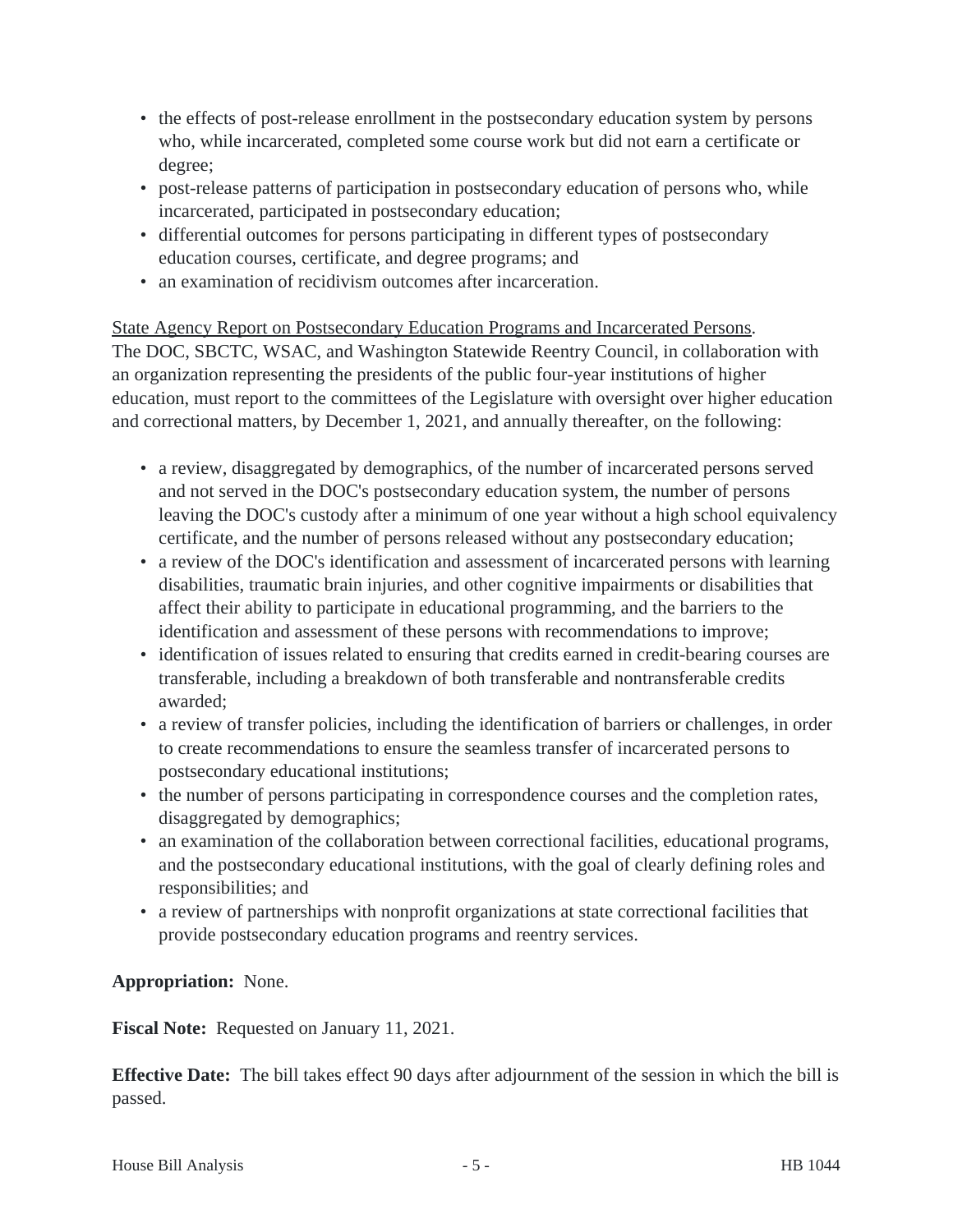- the effects of post-release enrollment in the postsecondary education system by persons who, while incarcerated, completed some course work but did not earn a certificate or degree;
- post-release patterns of participation in postsecondary education of persons who, while incarcerated, participated in postsecondary education;
- differential outcomes for persons participating in different types of postsecondary education courses, certificate, and degree programs; and
- an examination of recidivism outcomes after incarceration.

State Agency Report on Postsecondary Education Programs and Incarcerated Persons. The DOC, SBCTC, WSAC, and Washington Statewide Reentry Council, in collaboration with an organization representing the presidents of the public four-year institutions of higher education, must report to the committees of the Legislature with oversight over higher education and correctional matters, by December 1, 2021, and annually thereafter, on the following:

- a review, disaggregated by demographics, of the number of incarcerated persons served and not served in the DOC's postsecondary education system, the number of persons leaving the DOC's custody after a minimum of one year without a high school equivalency certificate, and the number of persons released without any postsecondary education;
- a review of the DOC's identification and assessment of incarcerated persons with learning disabilities, traumatic brain injuries, and other cognitive impairments or disabilities that affect their ability to participate in educational programming, and the barriers to the identification and assessment of these persons with recommendations to improve;
- identification of issues related to ensuring that credits earned in credit-bearing courses are transferable, including a breakdown of both transferable and nontransferable credits awarded;
- a review of transfer policies, including the identification of barriers or challenges, in order to create recommendations to ensure the seamless transfer of incarcerated persons to postsecondary educational institutions;
- the number of persons participating in correspondence courses and the completion rates, disaggregated by demographics;
- an examination of the collaboration between correctional facilities, educational programs, and the postsecondary educational institutions, with the goal of clearly defining roles and responsibilities; and
- a review of partnerships with nonprofit organizations at state correctional facilities that provide postsecondary education programs and reentry services.

**Appropriation:** None.

**Fiscal Note:** Requested on January 11, 2021.

**Effective Date:** The bill takes effect 90 days after adjournment of the session in which the bill is passed.